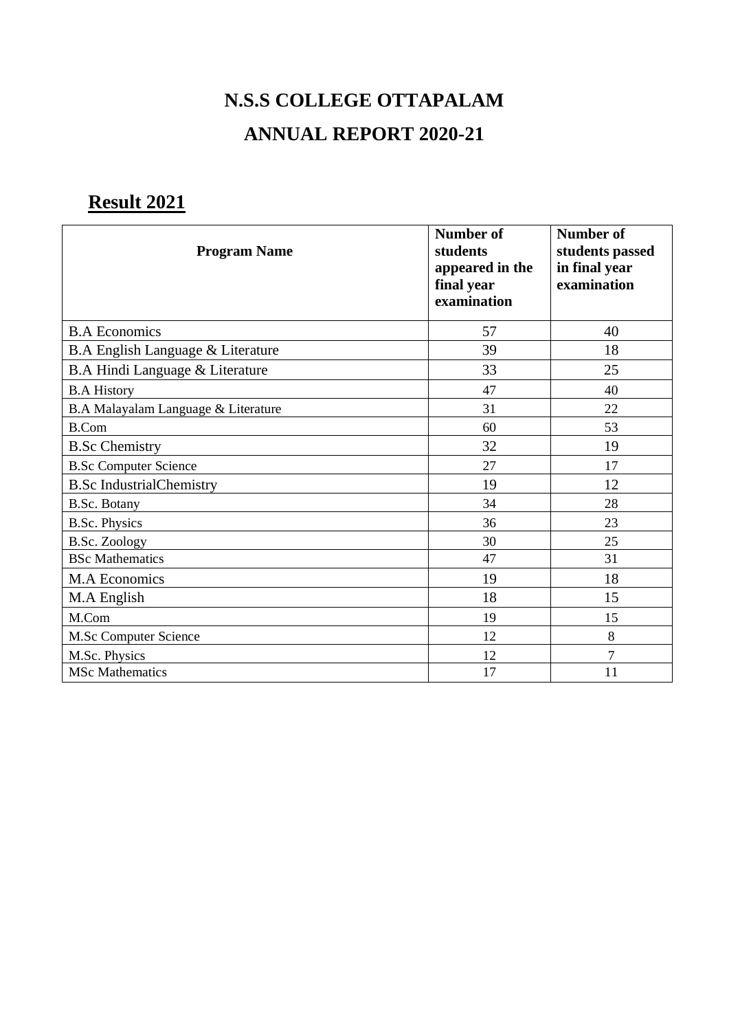# N.S.S COLLEGE OTTAPALAM

# ANNUAL REPORT 2020-21

## Result 2021

| Program Name | Number of students appeared in the final year examination | Number of students passed in final year examination |
|---|---|---|
| B.A Economics | 57 | 40 |
| B.A English Language & Literature | 39 | 18 |
| B.A Hindi Language & Literature | 33 | 25 |
| B.A History | 47 | 40 |
| B.A Malayalam Language & Literature | 31 | 22 |
| B.Com | 60 | 53 |
| B.Sc Chemistry | 32 | 19 |
| B.Sc Computer Science | 27 | 17 |
| B.Sc IndustrialChemistry | 19 | 12 |
| B.Sc. Botany | 34 | 28 |
| B.Sc. Physics | 36 | 23 |
| B.Sc. Zoology | 30 | 25 |
| BSc Mathematics | 47 | 31 |
| M.A Economics | 19 | 18 |
| M.A English | 18 | 15 |
| M.Com | 19 | 15 |
| M.Sc Computer Science | 12 | 8 |
| M.Sc. Physics | 12 | 7 |
| MSc Mathematics | 17 | 11 |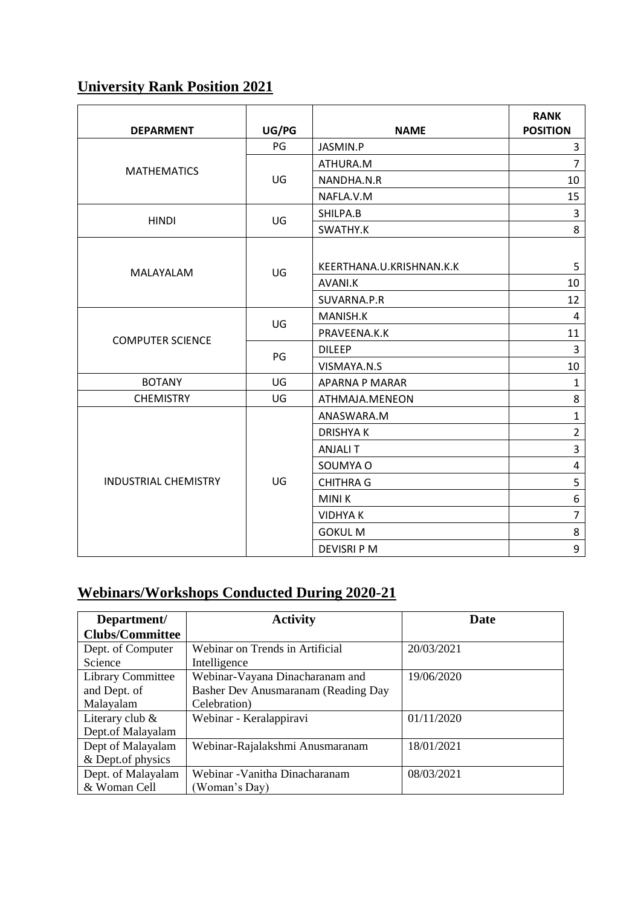## University Rank Position 2021

| DEPARMENT | UG/PG | NAME | RANK POSITION |
|---|---|---|---|
| MATHEMATICS | PG | JASMIN.P | 3 |
| | UG | ATHURA.M | 7 |
| | | NANDHA.N.R | 10 |
| | | NAFLA.V.M | 15 |
| HINDI | UG | SHILPA.B | 3 |
| | | SWATHY.K | 8 |
| MALAYALAM | UG | KEERTHANA.U.KRISHNAN.K.K | 5 |
| | | AVANI.K | 10 |
| | | SUVARNA.P.R | 12 |
| COMPUTER SCIENCE | UG | MANISH.K | 4 |
| | | PRAVEENA.K.K | 11 |
| | PG | DILEEP | 3 |
| | | VISMAYA.N.S | 10 |
| BOTANY | UG | APARNA P MARAR | 1 |
| CHEMISTRY | UG | ATHMAJA.MENEON | 8 |
| INDUSTRIAL CHEMISTRY | UG | ANASWARA.M | 1 |
| | | DRISHYA K | 2 |
| | | ANJALI T | 3 |
| | | SOUMYA O | 4 |
| | | CHITHRA G | 5 |
| | | MINI K | 6 |
| | | VIDHYA K | 7 |
| | | GOKUL M | 8 |
| | | DEVISRI P M | 9 |

## Webinars/Workshops Conducted During 2020-21

| Department/ Clubs/Committee | Activity | Date |
|---|---|---|
| Dept. of Computer Science | Webinar on Trends in Artificial Intelligence | 20/03/2021 |
| Library Committee and Dept. of Malayalam | Webinar-Vayana Dinacharanam and Basher Dev Anusmaranam (Reading Day Celebration) | 19/06/2020 |
| Literary club & Dept.of Malayalam | Webinar - Keralappiravi | 01/11/2020 |
| Dept of Malayalam & Dept.of physics | Webinar-Rajalakshmi Anusmaranam | 18/01/2021 |
| Dept. of Malayalam & Woman Cell | Webinar -Vanitha Dinacharanam (Woman's Day) | 08/03/2021 |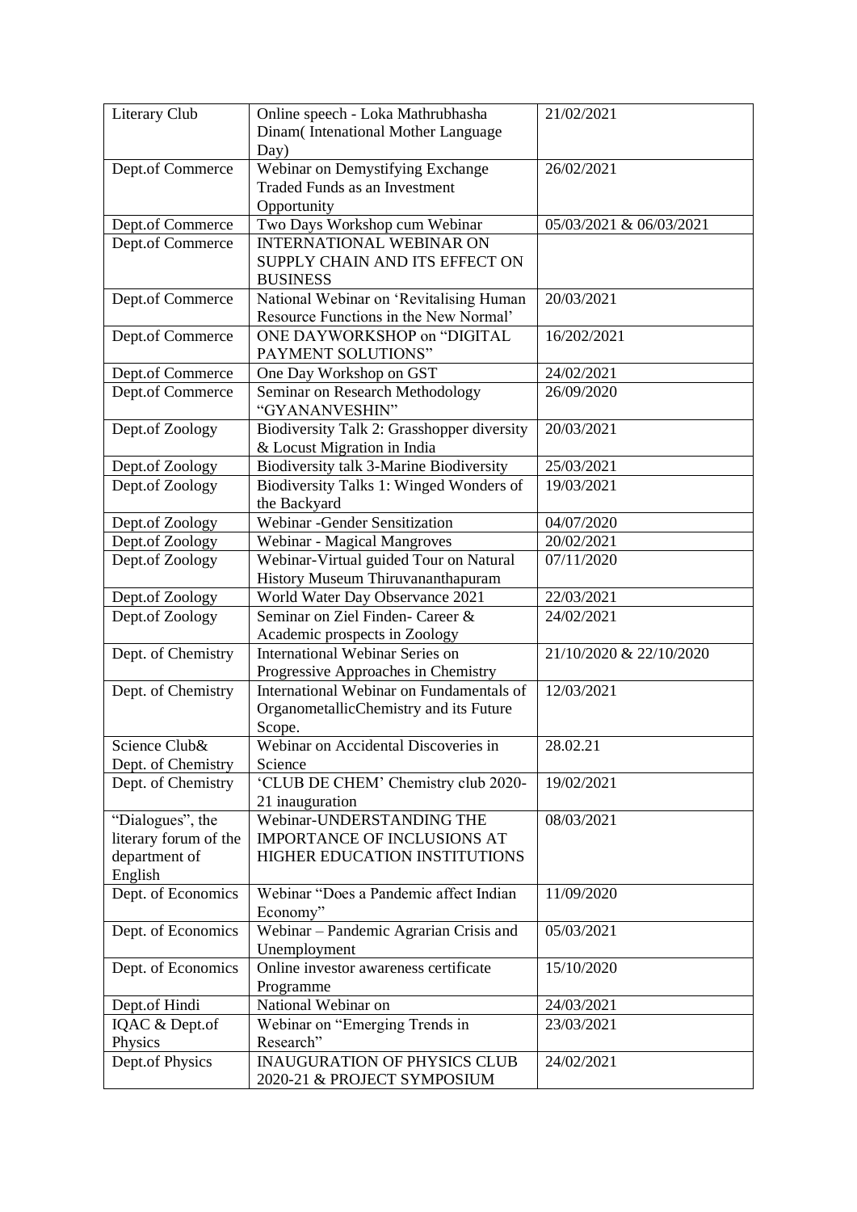| Literary Club | Online speech - Loka Mathrubhasha Dinam( Intenational Mother Language Day) | 21/02/2021 |
|---|---|---|
| Dept.of Commerce | Webinar on Demystifying Exchange Traded Funds as an Investment Opportunity | 26/02/2021 |
| Dept.of Commerce | Two Days Workshop cum Webinar | 05/03/2021 & 06/03/2021 |
| Dept.of Commerce | INTERNATIONAL WEBINAR ON SUPPLY CHAIN AND ITS EFFECT ON BUSINESS | |
| Dept.of Commerce | National Webinar on 'Revitalising Human Resource Functions in the New Normal' | 20/03/2021 |
| Dept.of Commerce | ONE DAYWORKSHOP on "DIGITAL PAYMENT SOLUTIONS" | 16/202/2021 |
| Dept.of Commerce | One Day Workshop on GST | 24/02/2021 |
| Dept.of Commerce | Seminar on Research Methodology "GYANANVESHIN" | 26/09/2020 |
| Dept.of Zoology | Biodiversity Talk 2: Grasshopper diversity & Locust Migration in India | 20/03/2021 |
| Dept.of Zoology | Biodiversity talk 3-Marine Biodiversity | 25/03/2021 |
| Dept.of Zoology | Biodiversity Talks 1: Winged Wonders of the Backyard | 19/03/2021 |
| Dept.of Zoology | Webinar -Gender Sensitization | 04/07/2020 |
| Dept.of Zoology | Webinar - Magical Mangroves | 20/02/2021 |
| Dept.of Zoology | Webinar-Virtual guided Tour on Natural History Museum Thiruvananthapuram | 07/11/2020 |
| Dept.of Zoology | World Water Day Observance 2021 | 22/03/2021 |
| Dept.of Zoology | Seminar on Ziel Finden- Career & Academic prospects in Zoology | 24/02/2021 |
| Dept. of Chemistry | International Webinar Series on Progressive Approaches in Chemistry | 21/10/2020 & 22/10/2020 |
| Dept. of Chemistry | International Webinar on Fundamentals of OrganometallicChemistry and its Future Scope. | 12/03/2021 |
| Science Club& Dept. of Chemistry | Webinar on Accidental Discoveries in Science | 28.02.21 |
| Dept. of Chemistry | 'CLUB DE CHEM' Chemistry club 2020-21 inauguration | 19/02/2021 |
| "Dialogues", the literary forum of the department of English | Webinar-UNDERSTANDING THE IMPORTANCE OF INCLUSIONS AT HIGHER EDUCATION INSTITUTIONS | 08/03/2021 |
| Dept. of Economics | Webinar "Does a Pandemic affect Indian Economy" | 11/09/2020 |
| Dept. of Economics | Webinar – Pandemic Agrarian Crisis and Unemployment | 05/03/2021 |
| Dept. of Economics | Online investor awareness certificate Programme | 15/10/2020 |
| Dept.of Hindi | National Webinar on | 24/03/2021 |
| IQAC & Dept.of Physics | Webinar on "Emerging Trends in Research" | 23/03/2021 |
| Dept.of Physics | INAUGURATION OF PHYSICS CLUB 2020-21 & PROJECT SYMPOSIUM | 24/02/2021 |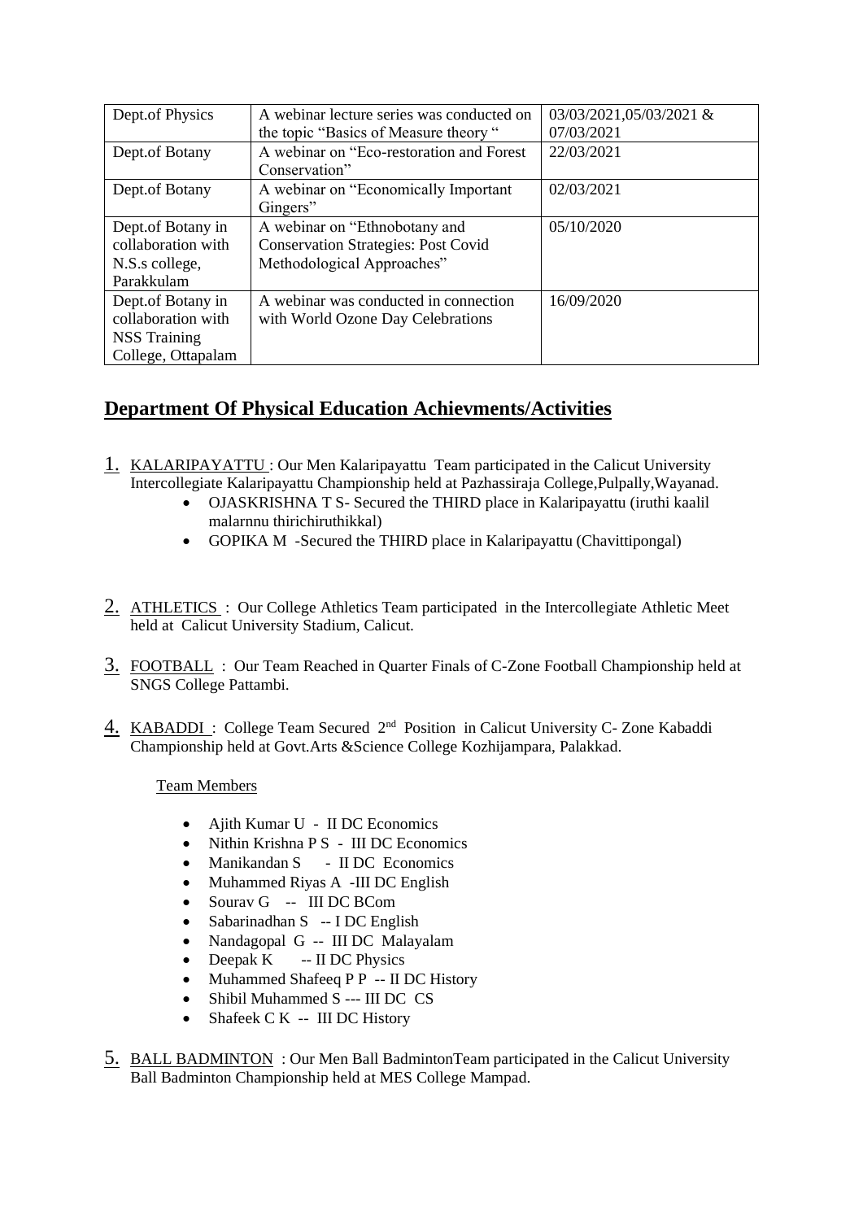| Dept.of Physics | A webinar lecture series was conducted on the topic "Basics of Measure theory " | 03/03/2021,05/03/2021 & 07/03/2021 |
|---|---|---|
| Dept.of Botany | A webinar on "Eco-restoration and Forest Conservation" | 22/03/2021 |
| Dept.of Botany | A webinar on "Economically Important Gingers" | 02/03/2021 |
| Dept.of Botany in collaboration with N.S.s college, Parakkulam | A webinar on "Ethnobotany and Conservation Strategies: Post Covid Methodological Approaches" | 05/10/2020 |
| Dept.of Botany in collaboration with NSS Training College, Ottapalam | A webinar was conducted in connection with World Ozone Day Celebrations | 16/09/2020 |

## Department Of Physical Education Achievments/Activities

1. KALARIPAYATTU : Our Men Kalaripayattu Team participated in the Calicut University Intercollegiate Kalaripayattu Championship held at Pazhassiraja College,Pulpally,Wayanad.
    - OJASKRISHNA T S- Secured the THIRD place in Kalaripayattu (iruthi kaalil malarnnu thirichiruthikkal)
    - GOPIKA M -Secured the THIRD place in Kalaripayattu (Chavittipongal)

2. ATHLETICS : Our College Athletics Team participated in the Intercollegiate Athletic Meet held at Calicut University Stadium, Calicut.

3. FOOTBALL : Our Team Reached in Quarter Finals of C-Zone Football Championship held at SNGS College Pattambi.

4. KABADDI : College Team Secured 2nd Position in Calicut University C- Zone Kabaddi Championship held at Govt.Arts &Science College Kozhijampara, Palakkad.

    Team Members

    - Ajith Kumar U - II DC Economics
    - Nithin Krishna P S - III DC Economics
    - Manikandan S - II DC Economics
    - Muhammed Riyas A -III DC English
    - Sourav G -- III DC BCom
    - Sabarinadhan S -- I DC English
    - Nandagopal G -- III DC Malayalam
    - Deepak K -- II DC Physics
    - Muhammed Shafeeq P P -- II DC History
    - Shibil Muhammed S --- III DC CS
    - Shafeek C K -- III DC History

5. BALL BADMINTON : Our Men Ball BadmintonTeam participated in the Calicut University Ball Badminton Championship held at MES College Mampad.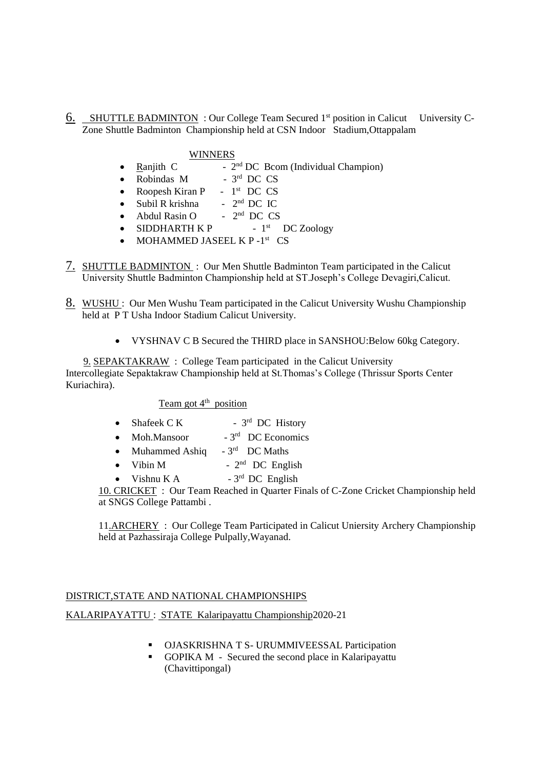6. SHUTTLE BADMINTON : Our College Team Secured 1st position in Calicut University C-Zone Shuttle Badminton Championship held at CSN Indoor Stadium,Ottappalam

WINNERS

- Ranjith C - 2nd DC Bcom (Individual Champion)
- Robindas M - 3rd DC CS
- Roopesh Kiran P - 1st DC CS
- Subil R krishna - 2nd DC IC
- Abdul Rasin O - 2nd DC CS
- SIDDHARTH K P - 1st DC Zoology
- MOHAMMED JASEEL K P -1st CS

7. SHUTTLE BADMINTON : Our Men Shuttle Badminton Team participated in the Calicut University Shuttle Badminton Championship held at ST.Joseph's College Devagiri,Calicut.

8. WUSHU : Our Men Wushu Team participated in the Calicut University Wushu Championship held at P T Usha Indoor Stadium Calicut University.

- VYSHNAV C B Secured the THIRD place in SANSHOU:Below 60kg Category.

9. SEPAKTAKRAW : College Team participated in the Calicut University Intercollegiate Sepaktakraw Championship held at St.Thomas's College (Thrissur Sports Center Kuriachira).

Team got 4th position

- Shafeek C K - 3rd DC History
- Moh.Mansoor - 3rd DC Economics
- Muhammed Ashiq - 3rd DC Maths
- Vibin M - 2nd DC English
- Vishnu K A - 3rd DC English

10. CRICKET : Our Team Reached in Quarter Finals of C-Zone Cricket Championship held at SNGS College Pattambi .

11.ARCHERY : Our College Team Participated in Calicut Uniersity Archery Championship held at Pazhassiraja College Pulpally,Wayanad.

DISTRICT,STATE AND NATIONAL CHAMPIONSHIPS

KALARIPAYATTU : STATE Kalaripayattu Championship2020-21

- OJASKRISHNA T S- URUMMIVEESSAL Participation
- GOPIKA M - Secured the second place in Kalaripayattu (Chavittipongal)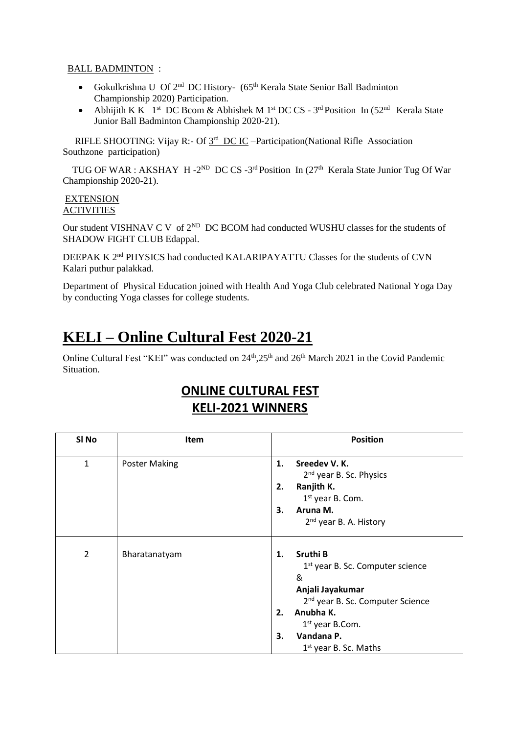BALL BADMINTON :

- Gokulkrishna U Of 2nd DC History- (65th Kerala State Senior Ball Badminton Championship 2020) Participation.
- Abhijith K K 1st DC Bcom & Abhishek M 1st DC CS - 3rd Position In (52nd Kerala State Junior Ball Badminton Championship 2020-21).

RIFLE SHOOTING: Vijay R:- Of 3rd DC IC –Participation(National Rifle Association Southzone participation)

TUG OF WAR : AKSHAY H -2ND DC CS -3rd Position In (27th Kerala State Junior Tug Of War Championship 2020-21).

EXTENSION ACTIVITIES

Our student VISHNAV C V of 2ND DC BCOM had conducted WUSHU classes for the students of SHADOW FIGHT CLUB Edappal.

DEEPAK K 2nd PHYSICS had conducted KALARIPAYATTU Classes for the students of CVN Kalari puthur palakkad.

Department of Physical Education joined with Health And Yoga Club celebrated National Yoga Day by conducting Yoga classes for college students.

# KELI – Online Cultural Fest 2020-21

Online Cultural Fest "KEI" was conducted on 24th,25th and 26th March 2021 in the Covid Pandemic Situation.

## ONLINE CULTURAL FEST KELI-2021 WINNERS

| Sl No | Item | Position |
|---|---|---|
| 1 | Poster Making | 1. **Sreedev V. K.** 2nd year B. Sc. Physics<br>2. **Ranjith K.** 1st year B. Com.<br>3. **Aruna M.** 2nd year B. A. History |
| 2 | Bharatanatyam | 1. **Sruthi B** 1st year B. Sc. Computer science & **Anjali Jayakumar** 2nd year B. Sc. Computer Science<br>2. **Anubha K.** 1st year B.Com.<br>3. **Vandana P.** 1st year B. Sc. Maths |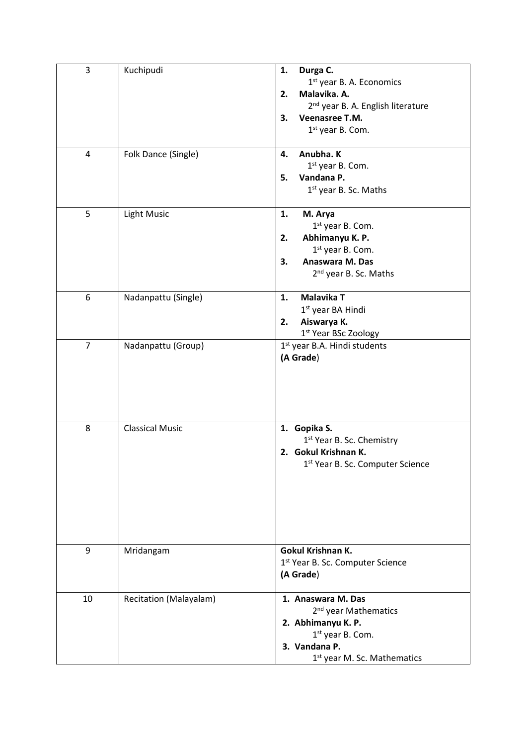| 3 | Kuchipudi | 1. **Durga C.**<br>1st year B. A. Economics<br>2. **Malavika. A.**<br>2nd year B. A. English literature<br>3. **Veenasree T.M.**<br>1st year B. Com. |
|---|---|---|
| 4 | Folk Dance (Single) | 4. **Anubha. K**<br>1st year B. Com.<br>5. **Vandana P.**<br>1st year B. Sc. Maths |
| 5 | Light Music | 1. **M. Arya**<br>1st year B. Com.<br>2. **Abhimanyu K. P.**<br>1st year B. Com.<br>3. **Anaswara M. Das**<br>2nd year B. Sc. Maths |
| 6 | Nadanpattu (Single) | 1. **Malavika T**<br>1st year BA Hindi<br>2. **Aiswarya K.**<br>1st Year BSc Zoology |
| 7 | Nadanpattu (Group) | 1st year B.A. Hindi students<br>**(A Grade)** |
| 8 | Classical Music | 1. **Gopika S.**<br>1st Year B. Sc. Chemistry<br>2. **Gokul Krishnan K.**<br>1st Year B. Sc. Computer Science |
| 9 | Mridangam | **Gokul Krishnan K.**<br>1st Year B. Sc. Computer Science<br>**(A Grade)** |
| 10 | Recitation (Malayalam) | 1. **Anaswara M. Das**<br>2nd year Mathematics<br>2. **Abhimanyu K. P.**<br>1st year B. Com.<br>3. **Vandana P.**<br>1st year M. Sc. Mathematics |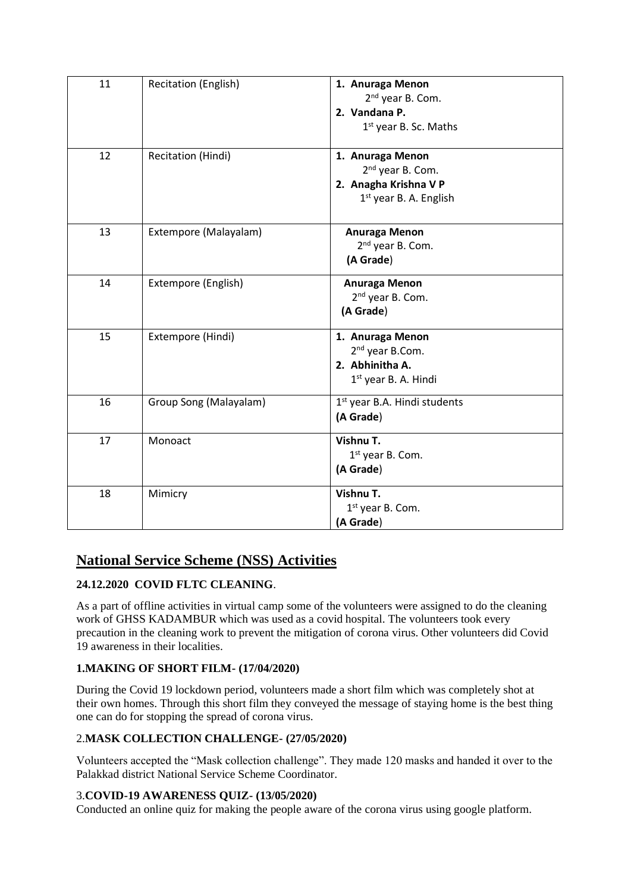| 11 | Recitation (English) | **1. Anuraga Menon** 2nd year B. Com. **2. Vandana P.** 1st year B. Sc. Maths |
|---|---|---|
| 12 | Recitation (Hindi) | **1. Anuraga Menon** 2nd year B. Com. **2. Anagha Krishna V P** 1st year B. A. English |
| 13 | Extempore (Malayalam) | **Anuraga Menon** 2nd year B. Com. **(A Grade)** |
| 14 | Extempore (English) | **Anuraga Menon** 2nd year B. Com. **(A Grade)** |
| 15 | Extempore (Hindi) | **1. Anuraga Menon** 2nd year B.Com. **2. Abhinitha A.** 1st year B. A. Hindi |
| 16 | Group Song (Malayalam) | 1st year B.A. Hindi students **(A Grade)** |
| 17 | Monoact | **Vishnu T.** 1st year B. Com. **(A Grade)** |
| 18 | Mimicry | **Vishnu T.** 1st year B. Com. **(A Grade)** |

## National Service Scheme (NSS) Activities

**24.12.2020 COVID FLTC CLEANING**.

As a part of offline activities in virtual camp some of the volunteers were assigned to do the cleaning work of GHSS KADAMBUR which was used as a covid hospital. The volunteers took every precaution in the cleaning work to prevent the mitigation of corona virus. Other volunteers did Covid 19 awareness in their localities.

**1.MAKING OF SHORT FILM- (17/04/2020)**

During the Covid 19 lockdown period, volunteers made a short film which was completely shot at their own homes. Through this short film they conveyed the message of staying home is the best thing one can do for stopping the spread of corona virus.

2.**MASK COLLECTION CHALLENGE- (27/05/2020)**

Volunteers accepted the "Mask collection challenge". They made 120 masks and handed it over to the Palakkad district National Service Scheme Coordinator.

3.**COVID-19 AWARENESS QUIZ- (13/05/2020)**

Conducted an online quiz for making the people aware of the corona virus using google platform.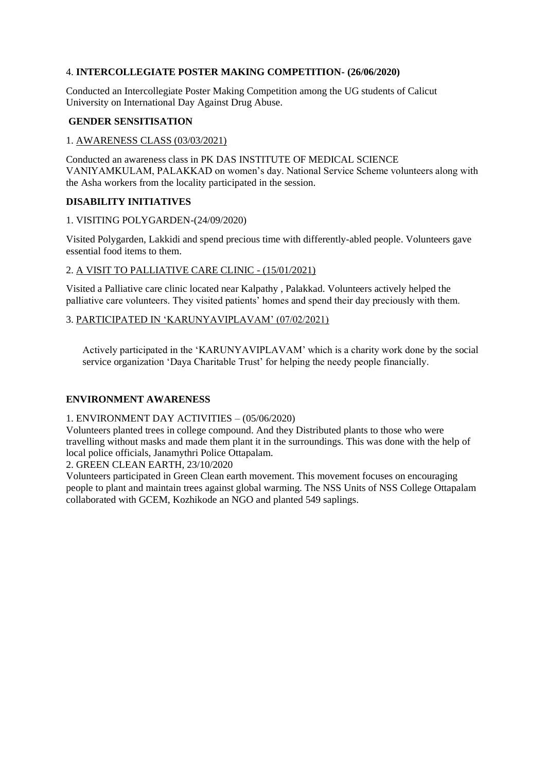4. **INTERCOLLEGIATE POSTER MAKING COMPETITION- (26/06/2020)**

Conducted an Intercollegiate Poster Making Competition among the UG students of Calicut University on International Day Against Drug Abuse.

**GENDER SENSITISATION**

1. AWARENESS CLASS (03/03/2021)

Conducted an awareness class in PK DAS INSTITUTE OF MEDICAL SCIENCE VANIYAMKULAM, PALAKKAD on women's day. National Service Scheme volunteers along with the Asha workers from the locality participated in the session.

**DISABILITY INITIATIVES**

1. VISITING POLYGARDEN-(24/09/2020)

Visited Polygarden, Lakkidi and spend precious time with differently-abled people. Volunteers gave essential food items to them.

2. A VISIT TO PALLIATIVE CARE CLINIC - (15/01/2021)

Visited a Palliative care clinic located near Kalpathy , Palakkad. Volunteers actively helped the palliative care volunteers. They visited patients' homes and spend their day preciously with them.

3. PARTICIPATED IN 'KARUNYAVIPLAVAM' (07/02/2021)

Actively participated in the 'KARUNYAVIPLAVAM' which is a charity work done by the social service organization 'Daya Charitable Trust' for helping the needy people financially.

**ENVIRONMENT AWARENESS**

1. ENVIRONMENT DAY ACTIVITIES – (05/06/2020)

Volunteers planted trees in college compound. And they Distributed plants to those who were travelling without masks and made them plant it in the surroundings. This was done with the help of local police officials, Janamythri Police Ottapalam.

2. GREEN CLEAN EARTH, 23/10/2020

Volunteers participated in Green Clean earth movement. This movement focuses on encouraging people to plant and maintain trees against global warming. The NSS Units of NSS College Ottapalam collaborated with GCEM, Kozhikode an NGO and planted 549 saplings.